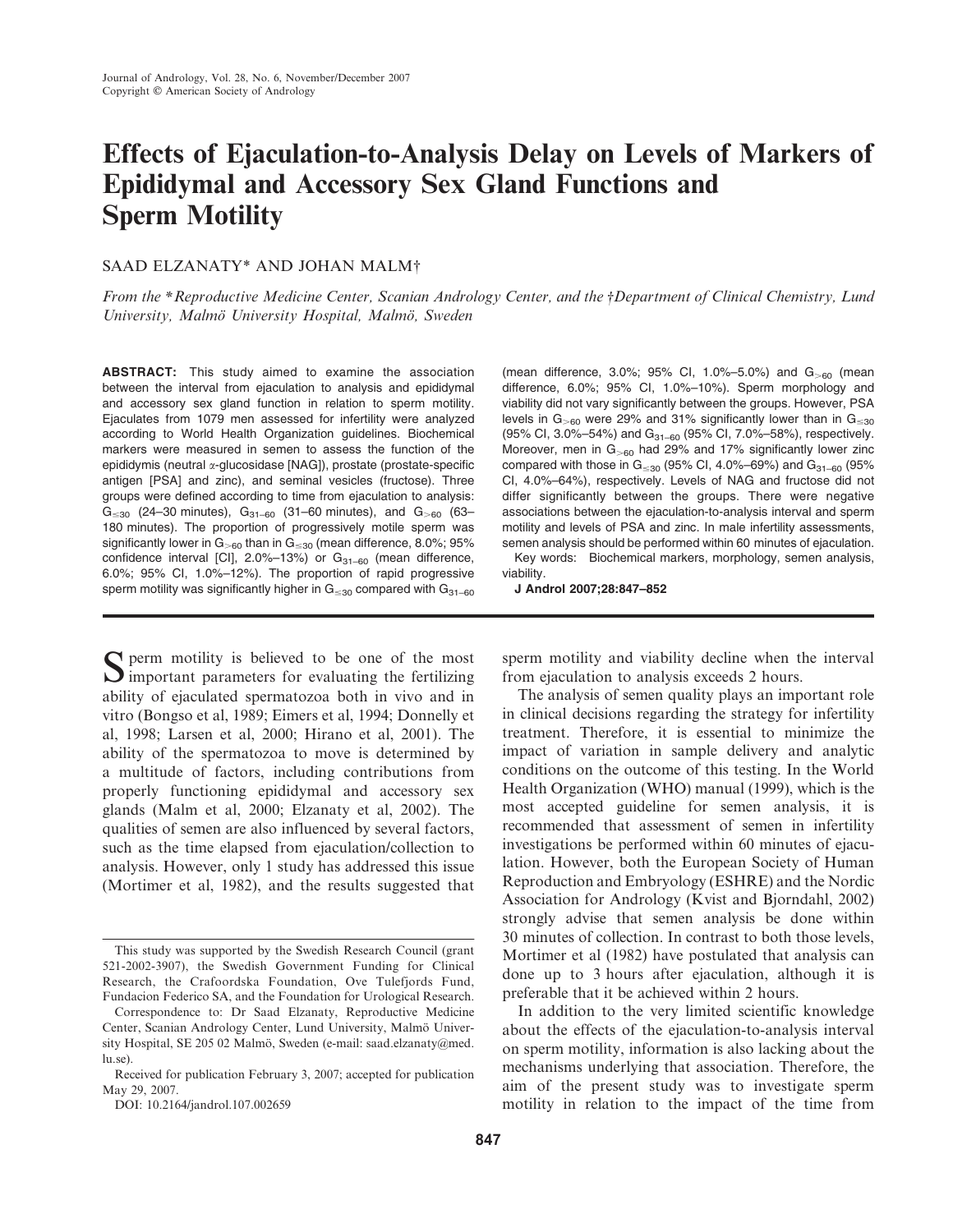# Effects of Ejaculation-to-Analysis Delay on Levels of Markers of Epididymal and Accessory Sex Gland Functions and Sperm Motility

SAAD ELZANATY* AND JOHAN MALM†

*From the *Reproductive Medicine Center, Scanian Andrology Center, and the †Department of Clinical Chemistry, Lund University, Malmö University Hospital, Malmö, Sweden*

**ABSTRACT:** This study aimed to examine the association between the interval from ejaculation to analysis and epididymal and accessory sex gland function in relation to sperm motility. Ejaculates from 1079 men assessed for infertility were analyzed according to World Health Organization guidelines. Biochemical markers were measured in semen to assess the function of the epididymis (neutral α-glucosidase [NAG]), prostate (prostate-specific antigen [PSA] and zinc), and seminal vesicles (fructose). Three groups were defined according to time from ejaculation to analysis: $G_{\leq 30}$ (24–30 minutes), $G_{31-60}$ (31–60 minutes), and $G_{>60}$ (63–180 minutes). The proportion of progressively motile sperm was significantly lower in $G_{>60}$ than in $G_{\leq 30}$ (mean difference, 8.0%; 95% confidence interval [CI], 2.0%–13%) or $G_{31-60}$ (mean difference, 6.0%; 95% CI, 1.0%–12%). The proportion of rapid progressive sperm motility was significantly higher in $G_{\leq 30}$ compared with $G_{31-60}$ (mean difference, 3.0%; 95% CI, 1.0%–5.0%) and $G_{>60}$ (mean difference, 6.0%; 95% CI, 1.0%–10%). Sperm morphology and viability did not vary significantly between the groups. However, PSA levels in $G_{>60}$ were 29% and 31% significantly lower than in $G_{\leq 30}$ (95% CI, 3.0%–54%) and $G_{31-60}$ (95% CI, 7.0%–58%), respectively. Moreover, men in $G_{>60}$ had 29% and 17% significantly lower zinc compared with those in $G_{\leq 30}$ (95% CI, 4.0%–69%) and $G_{31-60}$ (95% CI, 4.0%–64%), respectively. Levels of NAG and fructose did not differ significantly between the groups. There were negative associations between the ejaculation-to-analysis interval and sperm motility and levels of PSA and zinc. In male infertility assessments, semen analysis should be performed within 60 minutes of ejaculation.

Key words: Biochemical markers, morphology, semen analysis, viability.

**J Androl 2007;28:847–852**

Sperm motility is believed to be one of the most important parameters for evaluating the fertilizing ability of ejaculated spermatozoa both in vivo and in vitro (Bongso et al, 1989; Eimers et al, 1994; Donnelly et al, 1998; Larsen et al, 2000; Hirano et al, 2001). The ability of the spermatozoa to move is determined by a multitude of factors, including contributions from properly functioning epididymal and accessory sex glands (Malm et al, 2000; Elzanaty et al, 2002). The qualities of semen are also influenced by several factors, such as the time elapsed from ejaculation/collection to analysis. However, only 1 study has addressed this issue (Mortimer et al, 1982), and the results suggested that sperm motility and viability decline when the interval from ejaculation to analysis exceeds 2 hours.

The analysis of semen quality plays an important role in clinical decisions regarding the strategy for infertility treatment. Therefore, it is essential to minimize the impact of variation in sample delivery and analytic conditions on the outcome of this testing. In the World Health Organization (WHO) manual (1999), which is the most accepted guideline for semen analysis, it is recommended that assessment of semen in infertility investigations be performed within 60 minutes of ejaculation. However, both the European Society of Human Reproduction and Embryology (ESHRE) and the Nordic Association for Andrology (Kvist and Bjorndahl, 2002) strongly advise that semen analysis be done within 30 minutes of collection. In contrast to both those levels, Mortimer et al (1982) have postulated that analysis can done up to 3 hours after ejaculation, although it is preferable that it be achieved within 2 hours.

In addition to the very limited scientific knowledge about the effects of the ejaculation-to-analysis interval on sperm motility, information is also lacking about the mechanisms underlying that association. Therefore, the aim of the present study was to investigate sperm motility in relation to the impact of the time from

---

This study was supported by the Swedish Research Council (grant 521-2002-3907), the Swedish Government Funding for Clinical Research, the Crafoordska Foundation, Ove Tulefjords Fund, Fundacion Federico SA, and the Foundation for Urological Research.

Correspondence to: Dr Saad Elzanaty, Reproductive Medicine Center, Scanian Andrology Center, Lund University, Malmö University Hospital, SE 205 02 Malmö, Sweden (e-mail: saad.elzanaty@med.lu.se).

Received for publication February 3, 2007; accepted for publication May 29, 2007.

DOI: 10.2164/jandrol.107.002659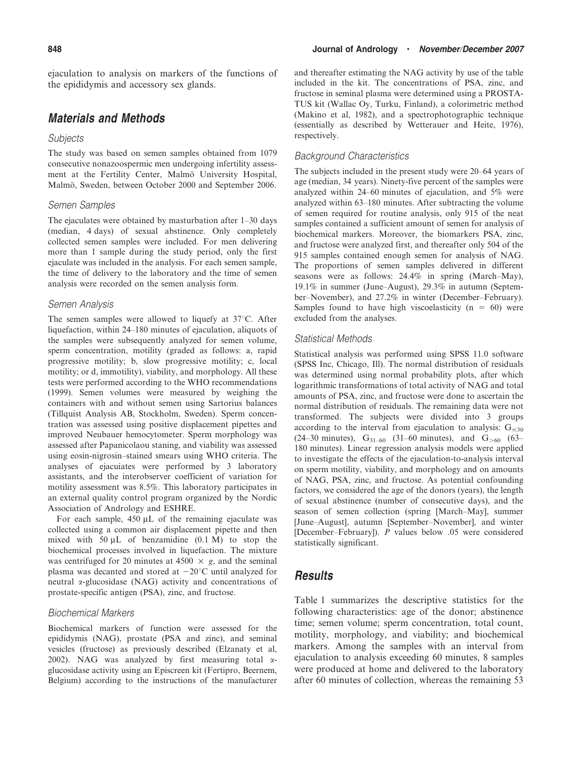ejaculation to analysis on markers of the functions of the epididymis and accessory sex glands.

## Materials and Methods

### Subjects

The study was based on semen samples obtained from 1079 consecutive nonazoospermic men undergoing infertility assessment at the Fertility Center, Malmö University Hospital, Malmö, Sweden, between October 2000 and September 2006.

### Semen Samples

The ejaculates were obtained by masturbation after 1–30 days (median, 4 days) of sexual abstinence. Only completely collected semen samples were included. For men delivering more than 1 sample during the study period, only the first ejaculate was included in the analysis. For each semen sample, the time of delivery to the laboratory and the time of semen analysis were recorded on the semen analysis form.

### Semen Analysis

The semen samples were allowed to liquefy at 37°C. After liquefaction, within 24–180 minutes of ejaculation, aliquots of the samples were subsequently analyzed for semen volume, sperm concentration, motility (graded as follows: a, rapid progressive motility; b, slow progressive motility; c, local motility; or d, immotility), viability, and morphology. All these tests were performed according to the WHO recommendations (1999). Semen volumes were measured by weighing the containers with and without semen using Sartorius balances (Tillquist Analysis AB, Stockholm, Sweden). Sperm concentration was assessed using positive displacement pipettes and improved Neubauer hemocytometer. Sperm morphology was assessed after Papanicolaou staning, and viability was assessed using eosin-nigrosin–stained smears using WHO criteria. The analyses of ejacuiates were performed by 3 laboratory assistants, and the interobserver coefficient of variation for motility assessment was 8.5%. This laboratory participates in an external quality control program organized by the Nordic Association of Andrology and ESHRE.

For each sample, 450 µL of the remaining ejaculate was collected using a common air displacement pipette and then mixed with 50 µL of benzamidine (0.1 M) to stop the biochemical processes involved in liquefaction. The mixture was centrifuged for 20 minutes at 4500 × *g*, and the seminal plasma was decanted and stored at −20°C until analyzed for neutral α-glucosidase (NAG) activity and concentrations of prostate-specific antigen (PSA), zinc, and fructose.

### Biochemical Markers

Biochemical markers of function were assessed for the epididymis (NAG), prostate (PSA and zinc), and seminal vesicles (fructose) as previously described (Elzanaty et al, 2002). NAG was analyzed by first measuring total α-glucosidase activity using an Episcreen kit (Fertipro, Beernem, Belgium) according to the instructions of the manufacturer and thereafter estimating the NAG activity by use of the table included in the kit. The concentrations of PSA, zinc, and fructose in seminal plasma were determined using a PROSTATUS kit (Wallac Oy, Turku, Finland), a colorimetric method (Makino et al, 1982), and a spectrophotographic technique (essentially as described by Wetterauer and Heite, 1976), respectively.

### Background Characteristics

The subjects included in the present study were 20–64 years of age (median, 34 years). Ninety-five percent of the samples were analyzed within 24–60 minutes of ejaculation, and 5% were analyzed within 63–180 minutes. After subtracting the volume of semen required for routine analysis, only 915 of the neat samples contained a sufficient amount of semen for analysis of biochemical markers. Moreover, the biomarkers PSA, zinc, and fructose were analyzed first, and thereafter only 504 of the 915 samples contained enough semen for analysis of NAG. The proportions of semen samples delivered in different seasons were as follows: 24.4% in spring (March–May), 19.1% in summer (June–August), 29.3% in autumn (September–November), and 27.2% in winter (December–February). Samples found to have high viscoelasticity (n = 60) were excluded from the analyses.

### Statistical Methods

Statistical analysis was performed using SPSS 11.0 software (SPSS Inc, Chicago, Ill). The normal distribution of residuals was determined using normal probability plots, after which logarithmic transformations of total activity of NAG and total amounts of PSA, zinc, and fructose were done to ascertain the normal distribution of residuals. The remaining data were not transformed. The subjects were divided into 3 groups according to the interval from ejaculation to analysis: $G_{\leq 30}$ (24–30 minutes), $G_{31-60}$ (31–60 minutes), and $G_{>60}$ (63–180 minutes). Linear regression analysis models were applied to investigate the effects of the ejaculation-to-analysis interval on sperm motility, viability, and morphology and on amounts of NAG, PSA, zinc, and fructose. As potential confounding factors, we considered the age of the donors (years), the length of sexual abstinence (number of consecutive days), and the season of semen collection (spring [March–May], summer [June–August], autumn [September–November], and winter [December–February]). *P* values below .05 were considered statistically significant.

## Results

Table 1 summarizes the descriptive statistics for the following characteristics: age of the donor; abstinence time; semen volume; sperm concentration, total count, motility, morphology, and viability; and biochemical markers. Among the samples with an interval from ejaculation to analysis exceeding 60 minutes, 8 samples were produced at home and delivered to the laboratory after 60 minutes of collection, whereas the remaining 53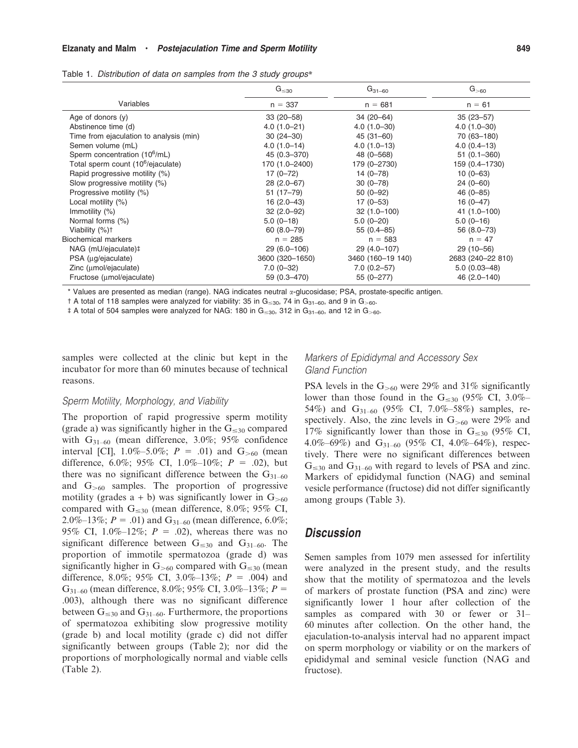Table 1. *Distribution of data on samples from the 3 study groups**

| Variables | $G_{\leq 30}$ | $G_{31-60}$ | $G_{>60}$ |
|---|---|---|---|
| | n = 337 | n = 681 | n = 61 |
| Age of donors (y) | 33 (20–58) | 34 (20–64) | 35 (23–57) |
| Abstinence time (d) | 4.0 (1.0–21) | 4.0 (1.0–30) | 4.0 (1.0–30) |
| Time from ejaculation to analysis (min) | 30 (24–30) | 45 (31–60) | 70 (63–180) |
| Semen volume (mL) | 4.0 (1.0–14) | 4.0 (1.0–13) | 4.0 (0.4–13) |
| Sperm concentration ($10^6$/mL) | 45 (0.3–370) | 48 (0–568) | 51 (0.1–360) |
| Total sperm count ($10^6$/ejaculate) | 170 (1.0–2400) | 179 (0–2730) | 159 (0.4–1730) |
| Rapid progressive motility (%) | 17 (0–72) | 14 (0–78) | 10 (0–63) |
| Slow progressive motility (%) | 28 (2.0–67) | 30 (0–78) | 24 (0–60) |
| Progressive motility (%) | 51 (17–79) | 50 (0–92) | 46 (0–85) |
| Local motility (%) | 16 (2.0–43) | 17 (0–53) | 16 (0–47) |
| Immotility (%) | 32 (2.0–92) | 32 (1.0–100) | 41 (1.0–100) |
| Normal forms (%) | 5.0 (0–18) | 5.0 (0–20) | 5.0 (0–16) |
| Viability (%)† | 60 (8.0–79) | 55 (0.4–85) | 56 (8.0–73) |
| Biochemical markers | n = 285 | n = 583 | n = 47 |
| NAG (mU/ejaculate)‡ | 29 (6.0–106) | 29 (4.0–107) | 29 (10–56) |
| PSA (μg/ejaculate) | 3600 (320–1650) | 3460 (160–19 140) | 2683 (240–22 810) |
| Zinc (μmol/ejaculate) | 7.0 (0–32) | 7.0 (0.2–57) | 5.0 (0.03–48) |
| Fructose (μmol/ejaculate) | 59 (0.3–470) | 55 (0–277) | 46 (2.0–140) |

* Values are presented as median (range). NAG indicates neutral α-glucosidase; PSA, prostate-specific antigen.

† A total of 118 samples were analyzed for viability: 35 in $G_{\leq 30}$, 74 in $G_{31-60}$, and 9 in $G_{>60}$.

‡ A total of 504 samples were analyzed for NAG: 180 in $G_{\leq 30}$, 312 in $G_{31-60}$, and 12 in $G_{>60}$.

samples were collected at the clinic but kept in the incubator for more than 60 minutes because of technical reasons.

### *Sperm Motility, Morphology, and Viability*

The proportion of rapid progressive sperm motility (grade a) was significantly higher in the $G_{\leq 30}$ compared with $G_{31-60}$ (mean difference, 3.0%; 95% confidence interval [CI], 1.0%–5.0%; $P = .01$) and $G_{>60}$ (mean difference, 6.0%; 95% CI, 1.0%–10%; $P = .02$), but there was no significant difference between the $G_{31-60}$ and $G_{>60}$ samples. The proportion of progressive motility (grades a + b) was significantly lower in $G_{>60}$ compared with $G_{\leq 30}$ (mean difference, 8.0%; 95% CI, 2.0%–13%; $P = .01$) and $G_{31-60}$ (mean difference, 6.0%; 95% CI, 1.0%–12%; $P = .02$), whereas there was no significant difference between $G_{\leq 30}$ and $G_{31-60}$. The proportion of immotile spermatozoa (grade d) was significantly higher in $G_{>60}$ compared with $G_{\leq 30}$ (mean difference, 8.0%; 95% CI, 3.0%–13%; $P = .004$) and $G_{31-60}$ (mean difference, 8.0%; 95% CI, 3.0%–13%; $P = .003$), although there was no significant difference between $G_{\leq 30}$ and $G_{31-60}$. Furthermore, the proportions of spermatozoa exhibiting slow progressive motility (grade b) and local motility (grade c) did not differ significantly between groups (Table 2); nor did the proportions of morphologically normal and viable cells (Table 2).

### *Markers of Epididymal and Accessory Sex Gland Function*

PSA levels in the $G_{>60}$ were 29% and 31% significantly lower than those found in the $G_{\leq 30}$ (95% CI, 3.0%–54%) and $G_{31-60}$ (95% CI, 7.0%–58%) samples, respectively. Also, the zinc levels in $G_{>60}$ were 29% and 17% significantly lower than those in $G_{\leq 30}$ (95% CI, 4.0%–69%) and $G_{31-60}$ (95% CI, 4.0%–64%), respectively. There were no significant differences between $G_{\leq 30}$ and $G_{31-60}$ with regard to levels of PSA and zinc. Markers of epididymal function (NAG) and seminal vesicle performance (fructose) did not differ significantly among groups (Table 3).

## Discussion

Semen samples from 1079 men assessed for infertility were analyzed in the present study, and the results show that the motility of spermatozoa and the levels of markers of prostate function (PSA and zinc) were significantly lower 1 hour after collection of the samples as compared with 30 or fewer or 31–60 minutes after collection. On the other hand, the ejaculation-to-analysis interval had no apparent impact on sperm morphology or viability or on the markers of epididymal and seminal vesicle function (NAG and fructose).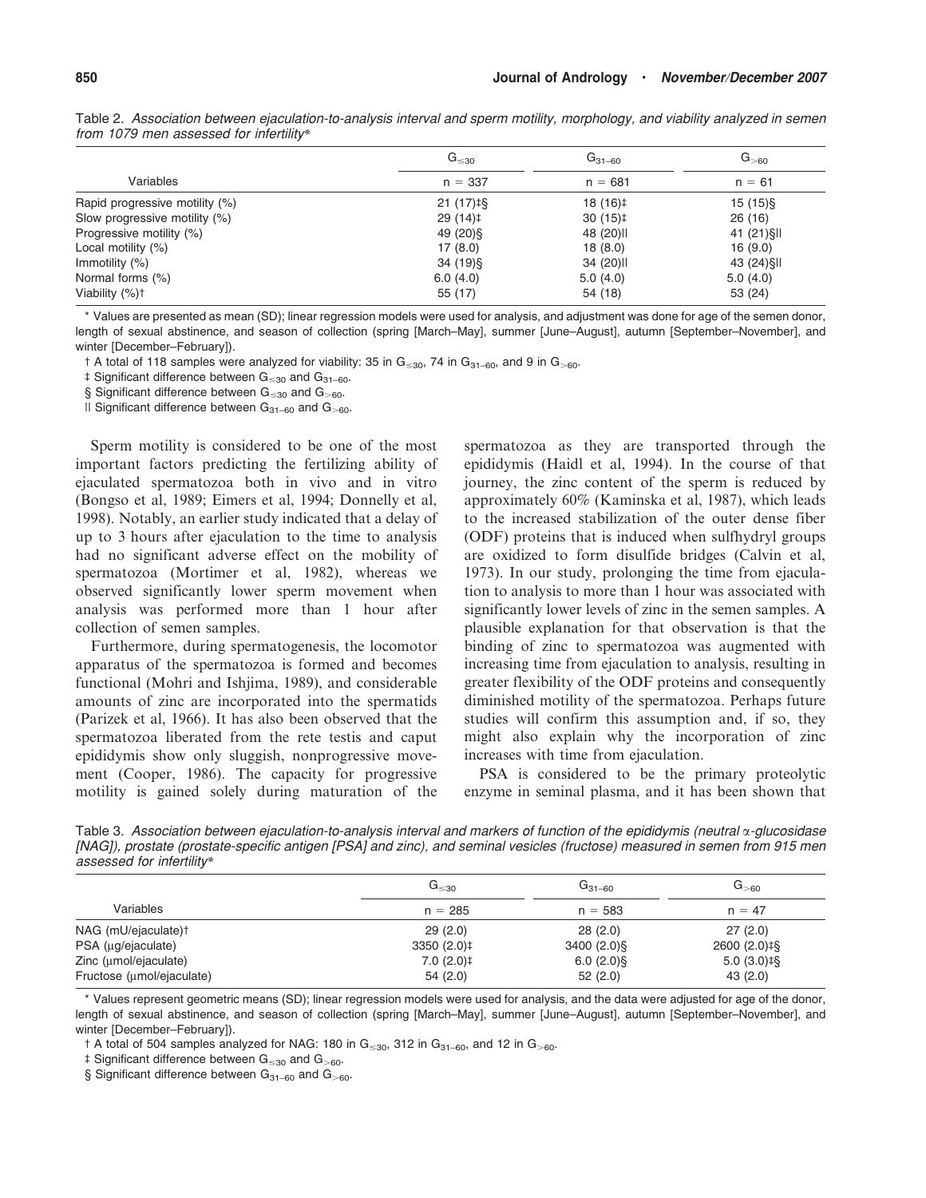Table 2. *Association between ejaculation-to-analysis interval and sperm motility, morphology, and viability analyzed in semen from 1079 men assessed for infertility**

| Variables | $G_{\leq 30}$ n = 337 | $G_{31-60}$ n = 681 | $G_{>60}$ n = 61 |
|---|---|---|---|
| Rapid progressive motility (%) | 21 (17)‡§ | 18 (16)‡ | 15 (15)§ |
| Slow progressive motility (%) | 29 (14)‡ | 30 (15)‡ | 26 (16) |
| Progressive motility (%) | 49 (20)§ | 48 (20)‖ | 41 (21)§‖ |
| Local motility (%) | 17 (8.0) | 18 (8.0) | 16 (9.0) |
| Immotility (%) | 34 (19)§ | 34 (20)‖ | 43 (24)§‖ |
| Normal forms (%) | 6.0 (4.0) | 5.0 (4.0) | 5.0 (4.0) |
| Viability (%)† | 55 (17) | 54 (18) | 53 (24) |

\* Values are presented as mean (SD); linear regression models were used for analysis, and adjustment was done for age of the semen donor, length of sexual abstinence, and season of collection (spring [March–May], summer [June–August], autumn [September–November], and winter [December–February]).

† A total of 118 samples were analyzed for viability: 35 in $G_{\leq 30}$, 74 in $G_{31-60}$, and 9 in $G_{>60}$.

‡ Significant difference between $G_{\leq 30}$ and $G_{31-60}$.

§ Significant difference between $G_{\leq 30}$ and $G_{>60}$.

‖ Significant difference between $G_{31-60}$ and $G_{>60}$.

Sperm motility is considered to be one of the most important factors predicting the fertilizing ability of ejaculated spermatozoa both in vivo and in vitro (Bongso et al, 1989; Eimers et al, 1994; Donnelly et al, 1998). Notably, an earlier study indicated that a delay of up to 3 hours after ejaculation to the time to analysis had no significant adverse effect on the mobility of spermatozoa (Mortimer et al, 1982), whereas we observed significantly lower sperm movement when analysis was performed more than 1 hour after collection of semen samples.

Furthermore, during spermatogenesis, the locomotor apparatus of the spermatozoa is formed and becomes functional (Mohri and Ishjima, 1989), and considerable amounts of zinc are incorporated into the spermatids (Parizek et al, 1966). It has also been observed that the spermatozoa liberated from the rete testis and caput epididymis show only sluggish, nonprogressive movement (Cooper, 1986). The capacity for progressive motility is gained solely during maturation of the spermatozoa as they are transported through the epididymis (Haidl et al, 1994). In the course of that journey, the zinc content of the sperm is reduced by approximately 60% (Kaminska et al, 1987), which leads to the increased stabilization of the outer dense fiber (ODF) proteins that is induced when sulfhydryl groups are oxidized to form disulfide bridges (Calvin et al, 1973). In our study, prolonging the time from ejaculation to analysis to more than 1 hour was associated with significantly lower levels of zinc in the semen samples. A plausible explanation for that observation is that the binding of zinc to spermatozoa was augmented with increasing time from ejaculation to analysis, resulting in greater flexibility of the ODF proteins and consequently diminished motility of the spermatozoa. Perhaps future studies will confirm this assumption and, if so, they might also explain why the incorporation of zinc increases with time from ejaculation.

PSA is considered to be the primary proteolytic enzyme in seminal plasma, and it has been shown that

Table 3. *Association between ejaculation-to-analysis interval and markers of function of the epididymis (neutral α-glucosidase [NAG]), prostate (prostate-specific antigen [PSA] and zinc), and seminal vesicles (fructose) measured in semen from 915 men assessed for infertility**

| Variables | $G_{\leq 30}$ n = 285 | $G_{31-60}$ n = 583 | $G_{>60}$ n = 47 |
|---|---|---|---|
| NAG (mU/ejaculate)† | 29 (2.0) | 28 (2.0) | 27 (2.0) |
| PSA (μg/ejaculate) | 3350 (2.0)‡ | 3400 (2.0)§ | 2600 (2.0)‡§ |
| Zinc (μmol/ejaculate) | 7.0 (2.0)‡ | 6.0 (2.0)§ | 5.0 (3.0)‡§ |
| Fructose (μmol/ejaculate) | 54 (2.0) | 52 (2.0) | 43 (2.0) |

\* Values represent geometric means (SD); linear regression models were used for analysis, and the data were adjusted for age of the donor, length of sexual abstinence, and season of collection (spring [March–May], summer [June–August], autumn [September–November], and winter [December–February]).

† A total of 504 samples analyzed for NAG: 180 in $G_{\leq 30}$, 312 in $G_{31-60}$, and 12 in $G_{>60}$.

‡ Significant difference between $G_{\leq 30}$ and $G_{>60}$.

§ Significant difference between $G_{31-60}$ and $G_{>60}$.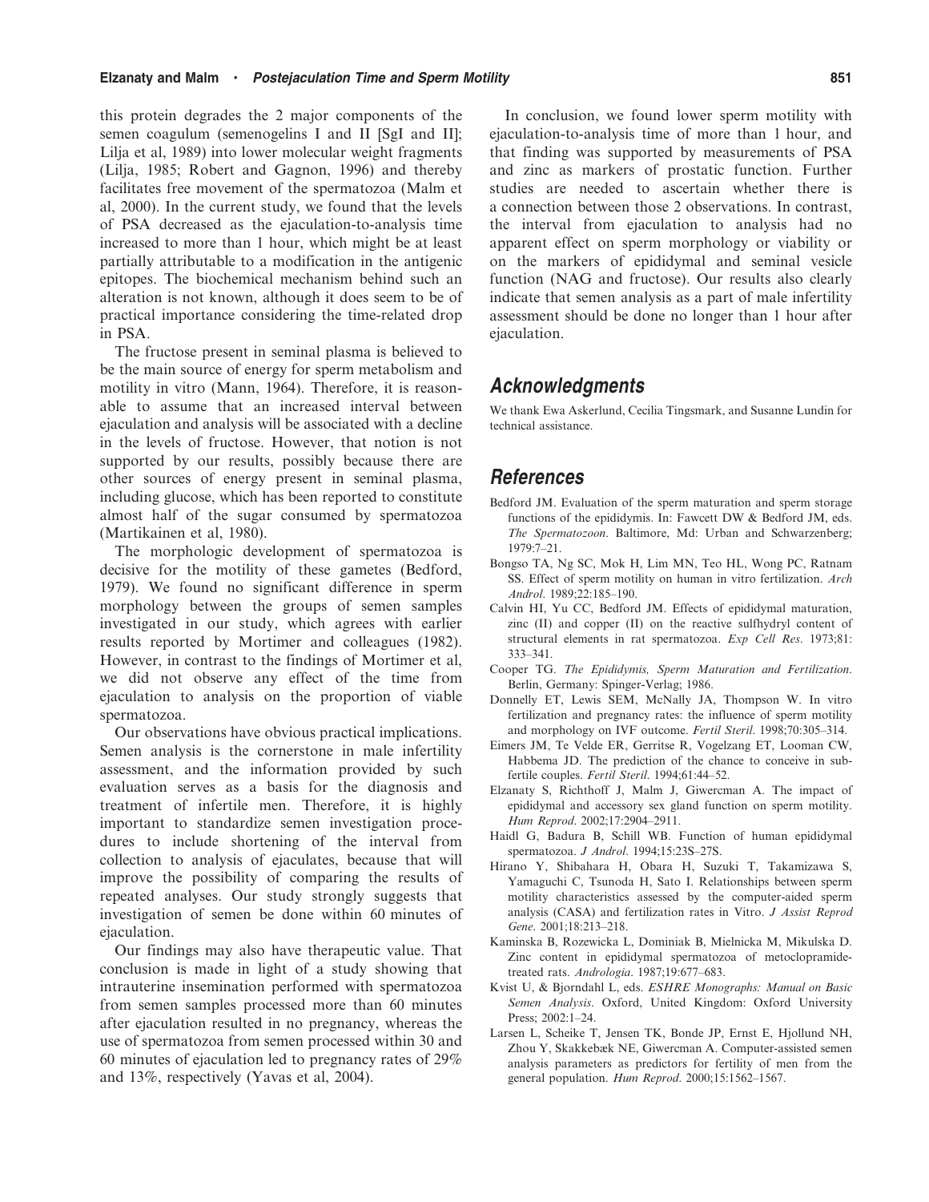this protein degrades the 2 major components of the semen coagulum (semenogelins I and II [SgI and II]; Lilja et al, 1989) into lower molecular weight fragments (Lilja, 1985; Robert and Gagnon, 1996) and thereby facilitates free movement of the spermatozoa (Malm et al, 2000). In the current study, we found that the levels of PSA decreased as the ejaculation-to-analysis time increased to more than 1 hour, which might be at least partially attributable to a modification in the antigenic epitopes. The biochemical mechanism behind such an alteration is not known, although it does seem to be of practical importance considering the time-related drop in PSA.

The fructose present in seminal plasma is believed to be the main source of energy for sperm metabolism and motility in vitro (Mann, 1964). Therefore, it is reasonable to assume that an increased interval between ejaculation and analysis will be associated with a decline in the levels of fructose. However, that notion is not supported by our results, possibly because there are other sources of energy present in seminal plasma, including glucose, which has been reported to constitute almost half of the sugar consumed by spermatozoa (Martikainen et al, 1980).

The morphologic development of spermatozoa is decisive for the motility of these gametes (Bedford, 1979). We found no significant difference in sperm morphology between the groups of semen samples investigated in our study, which agrees with earlier results reported by Mortimer and colleagues (1982). However, in contrast to the findings of Mortimer et al, we did not observe any effect of the time from ejaculation to analysis on the proportion of viable spermatozoa.

Our observations have obvious practical implications. Semen analysis is the cornerstone in male infertility assessment, and the information provided by such evaluation serves as a basis for the diagnosis and treatment of infertile men. Therefore, it is highly important to standardize semen investigation procedures to include shortening of the interval from collection to analysis of ejaculates, because that will improve the possibility of comparing the results of repeated analyses. Our study strongly suggests that investigation of semen be done within 60 minutes of ejaculation.

Our findings may also have therapeutic value. That conclusion is made in light of a study showing that intrauterine insemination performed with spermatozoa from semen samples processed more than 60 minutes after ejaculation resulted in no pregnancy, whereas the use of spermatozoa from semen processed within 30 and 60 minutes of ejaculation led to pregnancy rates of 29% and 13%, respectively (Yavas et al, 2004).

In conclusion, we found lower sperm motility with ejaculation-to-analysis time of more than 1 hour, and that finding was supported by measurements of PSA and zinc as markers of prostatic function. Further studies are needed to ascertain whether there is a connection between those 2 observations. In contrast, the interval from ejaculation to analysis had no apparent effect on sperm morphology or viability or on the markers of epididymal and seminal vesicle function (NAG and fructose). Our results also clearly indicate that semen analysis as a part of male infertility assessment should be done no longer than 1 hour after ejaculation.

## Acknowledgments

We thank Ewa Askerlund, Cecilia Tingsmark, and Susanne Lundin for technical assistance.

## References

Bedford JM. Evaluation of the sperm maturation and sperm storage functions of the epididymis. In: Fawcett DW & Bedford JM, eds. *The Spermatozoon*. Baltimore, Md: Urban and Schwarzenberg; 1979:7–21.

Bongso TA, Ng SC, Mok H, Lim MN, Teo HL, Wong PC, Ratnam SS. Effect of sperm motility on human in vitro fertilization. *Arch Androl*. 1989;22:185–190.

Calvin HI, Yu CC, Bedford JM. Effects of epididymal maturation, zinc (II) and copper (II) on the reactive sulfhydryl content of structural elements in rat spermatozoa. *Exp Cell Res*. 1973;81: 333–341.

Cooper TG. *The Epididymis, Sperm Maturation and Fertilization*. Berlin, Germany: Spinger-Verlag; 1986.

Donnelly ET, Lewis SEM, McNally JA, Thompson W. In vitro fertilization and pregnancy rates: the influence of sperm motility and morphology on IVF outcome. *Fertil Steril*. 1998;70:305–314.

Eimers JM, Te Velde ER, Gerritse R, Vogelzang ET, Looman CW, Habbema JD. The prediction of the chance to conceive in subfertile couples. *Fertil Steril*. 1994;61:44–52.

Elzanaty S, Richthoff J, Malm J, Giwercman A. The impact of epididymal and accessory sex gland function on sperm motility. *Hum Reprod*. 2002;17:2904–2911.

Haidl G, Badura B, Schill WB. Function of human epididymal spermatozoa. *J Androl*. 1994;15:23S–27S.

Hirano Y, Shibahara H, Obara H, Suzuki T, Takamizawa S, Yamaguchi C, Tsunoda H, Sato I. Relationships between sperm motility characteristics assessed by the computer-aided sperm analysis (CASA) and fertilization rates in Vitro. *J Assist Reprod Gene*. 2001;18:213–218.

Kaminska B, Rozewicka L, Dominiak B, Mielnicka M, Mikulska D. Zinc content in epididymal spermatozoa of metoclopramide-treated rats. *Andrologia*. 1987;19:677–683.

Kvist U, & Bjorndahl L, eds. *ESHRE Monographs: Manual on Basic Semen Analysis*. Oxford, United Kingdom: Oxford University Press; 2002:1–24.

Larsen L, Scheike T, Jensen TK, Bonde JP, Ernst E, Hjollund NH, Zhou Y, Skakkebæk NE, Giwercman A. Computer-assisted semen analysis parameters as predictors for fertility of men from the general population. *Hum Reprod*. 2000;15:1562–1567.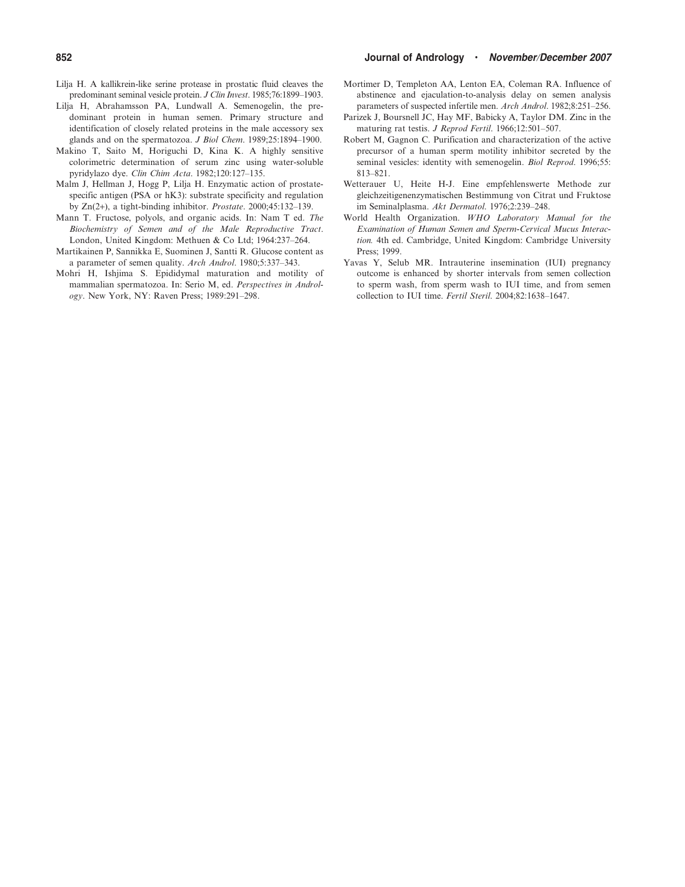Lilja H. A kallikrein-like serine protease in prostatic fluid cleaves the predominant seminal vesicle protein. *J Clin Invest*. 1985;76:1899–1903.

Lilja H, Abrahamsson PA, Lundwall A. Semenogelin, the predominant protein in human semen. Primary structure and identification of closely related proteins in the male accessory sex glands and on the spermatozoa. *J Biol Chem*. 1989;25:1894–1900.

Makino T, Saito M, Horiguchi D, Kina K. A highly sensitive colorimetric determination of serum zinc using water-soluble pyridylazo dye. *Clin Chim Acta*. 1982;120:127–135.

Malm J, Hellman J, Hogg P, Lilja H. Enzymatic action of prostate-specific antigen (PSA or hK3): substrate specificity and regulation by Zn(2+), a tight-binding inhibitor. *Prostate*. 2000;45:132–139.

Mann T. Fructose, polyols, and organic acids. In: Nam T ed. *The Biochemistry of Semen and of the Male Reproductive Tract*. London, United Kingdom: Methuen & Co Ltd; 1964:237–264.

Martikainen P, Sannikka E, Suominen J, Santti R. Glucose content as a parameter of semen quality. *Arch Androl*. 1980;5:337–343.

Mohri H, Ishjima S. Epididymal maturation and motility of mammalian spermatozoa. In: Serio M, ed. *Perspectives in Andrology*. New York, NY: Raven Press; 1989:291–298.

Mortimer D, Templeton AA, Lenton EA, Coleman RA. Influence of abstinence and ejaculation-to-analysis delay on semen analysis parameters of suspected infertile men. *Arch Androl*. 1982;8:251–256.

Parizek J, Boursnell JC, Hay MF, Babicky A, Taylor DM. Zinc in the maturing rat testis. *J Reprod Fertil*. 1966;12:501–507.

Robert M, Gagnon C. Purification and characterization of the active precursor of a human sperm motility inhibitor secreted by the seminal vesicles: identity with semenogelin. *Biol Reprod*. 1996;55: 813–821.

Wetterauer U, Heite H-J. Eine empfehlenswerte Methode zur gleichzeitigenenzymatischen Bestimmung von Citrat und Fruktose im Seminalplasma. *Akt Dermatol*. 1976;2:239–248.

World Health Organization. *WHO Laboratory Manual for the Examination of Human Semen and Sperm-Cervical Mucus Interaction.* 4th ed. Cambridge, United Kingdom: Cambridge University Press; 1999.

Yavas Y, Selub MR. Intrauterine insemination (IUI) pregnancy outcome is enhanced by shorter intervals from semen collection to sperm wash, from sperm wash to IUI time, and from semen collection to IUI time. *Fertil Steril*. 2004;82:1638–1647.